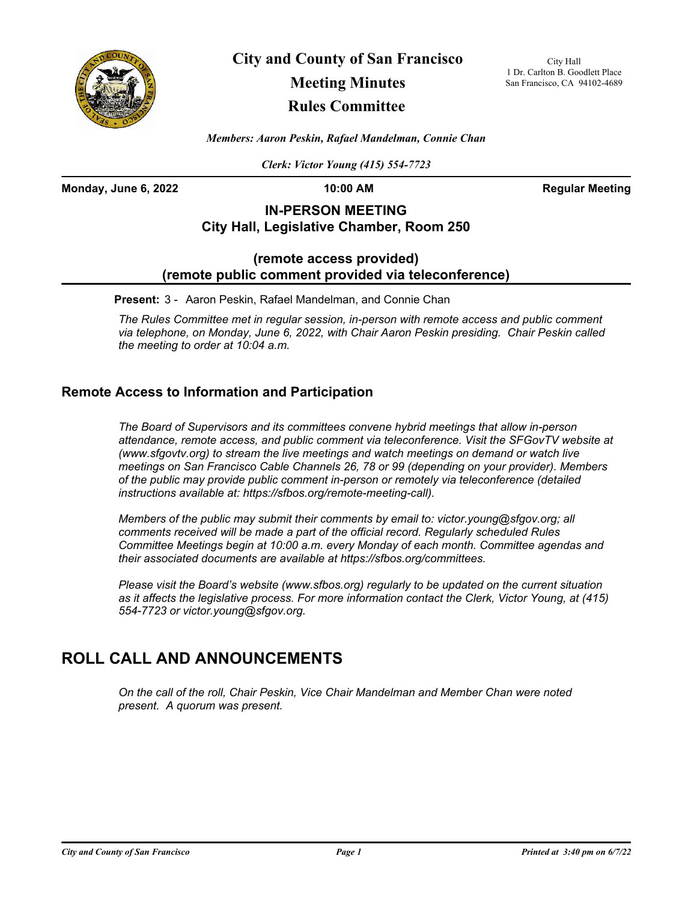# City and County of San Francisco

## Meeting Minutes

## Rules Committee

City Hall
1 Dr. Carlton B. Goodlett Place
San Francisco, CA 94102-4689

*Members: Aaron Peskin, Rafael Mandelman, Connie Chan*

*Clerk: Victor Young (415) 554-7723*

**Monday, June 6, 2022** **10:00 AM** **Regular Meeting**

**IN-PERSON MEETING**
**City Hall, Legislative Chamber, Room 250**

**(remote access provided)**
**(remote public comment provided via teleconference)**

**Present:** 3 - Aaron Peskin, Rafael Mandelman, and Connie Chan

*The Rules Committee met in regular session, in-person with remote access and public comment via telephone, on Monday, June 6, 2022, with Chair Aaron Peskin presiding. Chair Peskin called the meeting to order at 10:04 a.m.*

### Remote Access to Information and Participation

*The Board of Supervisors and its committees convene hybrid meetings that allow in-person attendance, remote access, and public comment via teleconference. Visit the SFGovTV website at (www.sfgovtv.org) to stream the live meetings and watch meetings on demand or watch live meetings on San Francisco Cable Channels 26, 78 or 99 (depending on your provider). Members of the public may provide public comment in-person or remotely via teleconference (detailed instructions available at: https://sfbos.org/remote-meeting-call).*

*Members of the public may submit their comments by email to: victor.young@sfgov.org; all comments received will be made a part of the official record. Regularly scheduled Rules Committee Meetings begin at 10:00 a.m. every Monday of each month. Committee agendas and their associated documents are available at https://sfbos.org/committees.*

*Please visit the Board's website (www.sfbos.org) regularly to be updated on the current situation as it affects the legislative process. For more information contact the Clerk, Victor Young, at (415) 554-7723 or victor.young@sfgov.org.*

## ROLL CALL AND ANNOUNCEMENTS

*On the call of the roll, Chair Peskin, Vice Chair Mandelman and Member Chan were noted present. A quorum was present.*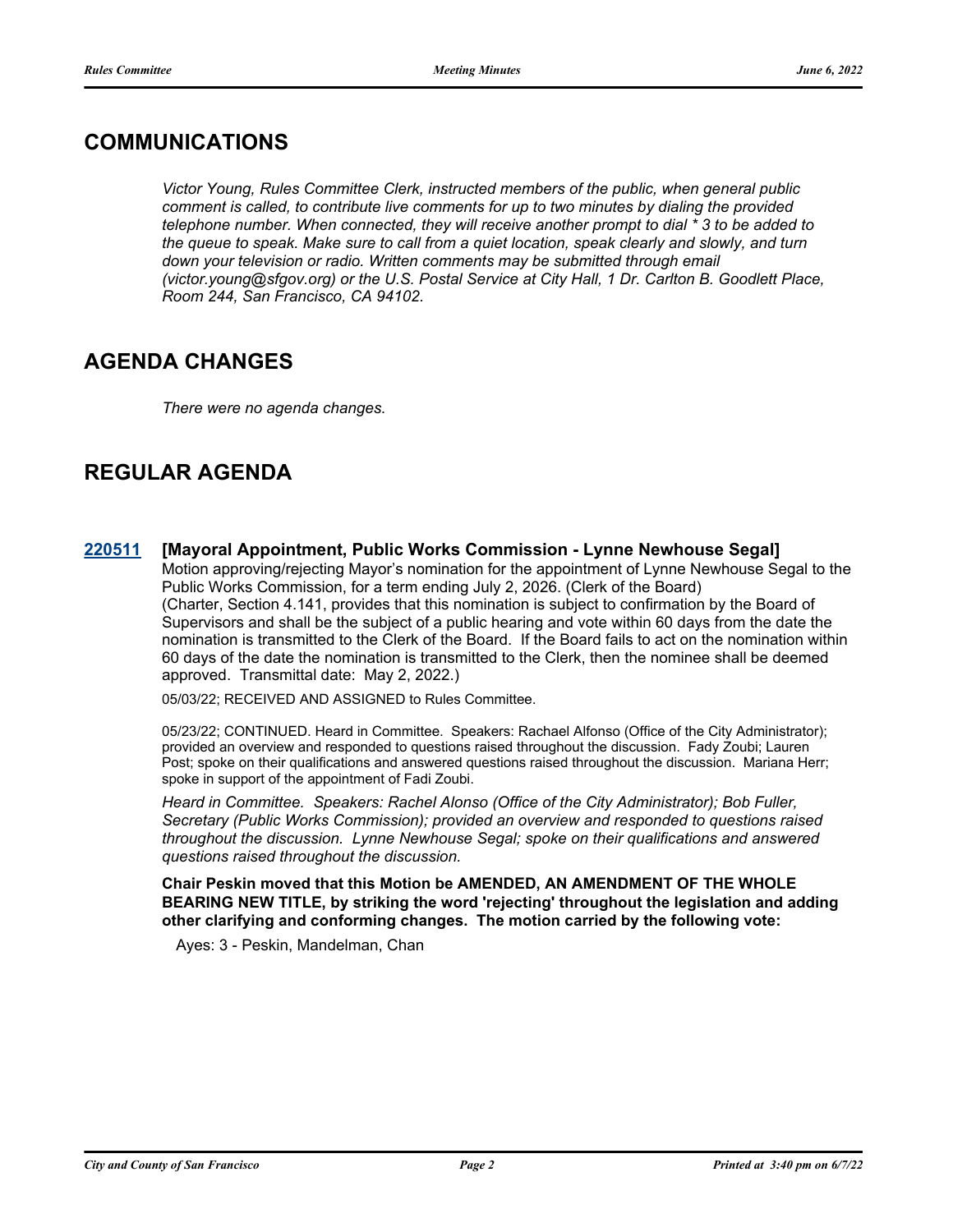## COMMUNICATIONS

*Victor Young, Rules Committee Clerk, instructed members of the public, when general public comment is called, to contribute live comments for up to two minutes by dialing the provided telephone number. When connected, they will receive another prompt to dial * 3 to be added to the queue to speak. Make sure to call from a quiet location, speak clearly and slowly, and turn down your television or radio. Written comments may be submitted through email (victor.young@sfgov.org) or the U.S. Postal Service at City Hall, 1 Dr. Carlton B. Goodlett Place, Room 244, San Francisco, CA 94102.*

## AGENDA CHANGES

*There were no agenda changes.*

## REGULAR AGENDA

**220511 [Mayoral Appointment, Public Works Commission - Lynne Newhouse Segal]**

Motion approving/rejecting Mayor's nomination for the appointment of Lynne Newhouse Segal to the Public Works Commission, for a term ending July 2, 2026. (Clerk of the Board)
(Charter, Section 4.141, provides that this nomination is subject to confirmation by the Board of Supervisors and shall be the subject of a public hearing and vote within 60 days from the date the nomination is transmitted to the Clerk of the Board. If the Board fails to act on the nomination within 60 days of the date the nomination is transmitted to the Clerk, then the nominee shall be deemed approved. Transmittal date: May 2, 2022.)

05/03/22; RECEIVED AND ASSIGNED to Rules Committee.

05/23/22; CONTINUED. Heard in Committee. Speakers: Rachael Alfonso (Office of the City Administrator); provided an overview and responded to questions raised throughout the discussion. Fady Zoubi; Lauren Post; spoke on their qualifications and answered questions raised throughout the discussion. Mariana Herr; spoke in support of the appointment of Fadi Zoubi.

*Heard in Committee. Speakers: Rachel Alonso (Office of the City Administrator); Bob Fuller, Secretary (Public Works Commission); provided an overview and responded to questions raised throughout the discussion. Lynne Newhouse Segal; spoke on their qualifications and answered questions raised throughout the discussion.*

**Chair Peskin moved that this Motion be AMENDED, AN AMENDMENT OF THE WHOLE BEARING NEW TITLE, by striking the word 'rejecting' throughout the legislation and adding other clarifying and conforming changes. The motion carried by the following vote:**

Ayes: 3 - Peskin, Mandelman, Chan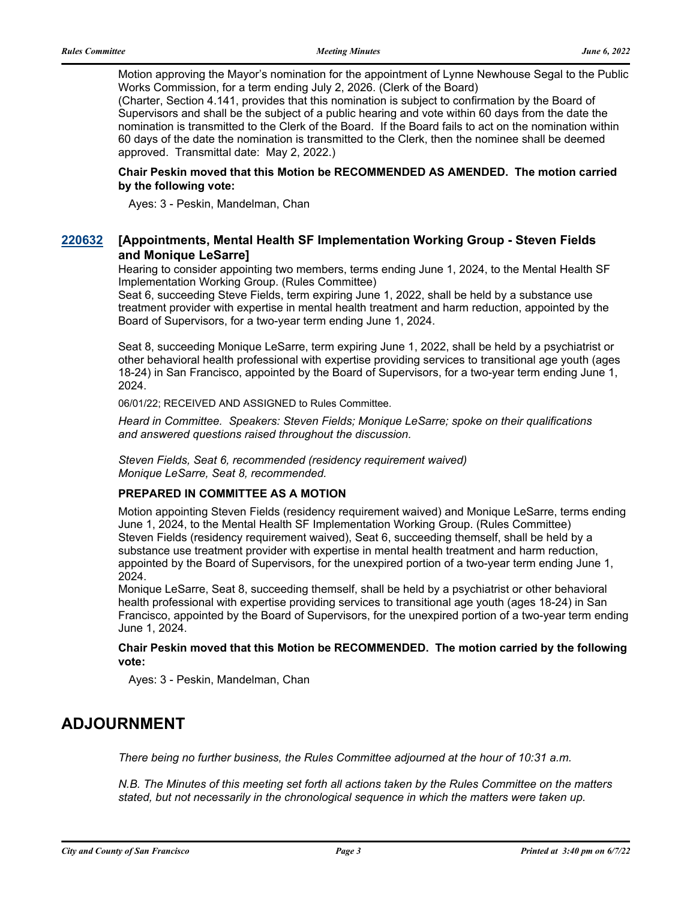Motion approving the Mayor's nomination for the appointment of Lynne Newhouse Segal to the Public Works Commission, for a term ending July 2, 2026. (Clerk of the Board)
(Charter, Section 4.141, provides that this nomination is subject to confirmation by the Board of Supervisors and shall be the subject of a public hearing and vote within 60 days from the date the nomination is transmitted to the Clerk of the Board. If the Board fails to act on the nomination within 60 days of the date the nomination is transmitted to the Clerk, then the nominee shall be deemed approved. Transmittal date: May 2, 2022.)

**Chair Peskin moved that this Motion be RECOMMENDED AS AMENDED. The motion carried by the following vote:**

Ayes: 3 - Peskin, Mandelman, Chan

**220632 [Appointments, Mental Health SF Implementation Working Group - Steven Fields and Monique LeSarre]**

Hearing to consider appointing two members, terms ending June 1, 2024, to the Mental Health SF Implementation Working Group. (Rules Committee)
Seat 6, succeeding Steve Fields, term expiring June 1, 2022, shall be held by a substance use treatment provider with expertise in mental health treatment and harm reduction, appointed by the Board of Supervisors, for a two-year term ending June 1, 2024.

Seat 8, succeeding Monique LeSarre, term expiring June 1, 2022, shall be held by a psychiatrist or other behavioral health professional with expertise providing services to transitional age youth (ages 18-24) in San Francisco, appointed by the Board of Supervisors, for a two-year term ending June 1, 2024.

06/01/22; RECEIVED AND ASSIGNED to Rules Committee.

*Heard in Committee. Speakers: Steven Fields; Monique LeSarre; spoke on their qualifications and answered questions raised throughout the discussion.*

*Steven Fields, Seat 6, recommended (residency requirement waived)*
*Monique LeSarre, Seat 8, recommended.*

**PREPARED IN COMMITTEE AS A MOTION**

Motion appointing Steven Fields (residency requirement waived) and Monique LeSarre, terms ending June 1, 2024, to the Mental Health SF Implementation Working Group. (Rules Committee)
Steven Fields (residency requirement waived), Seat 6, succeeding themself, shall be held by a substance use treatment provider with expertise in mental health treatment and harm reduction, appointed by the Board of Supervisors, for the unexpired portion of a two-year term ending June 1, 2024.
Monique LeSarre, Seat 8, succeeding themself, shall be held by a psychiatrist or other behavioral health professional with expertise providing services to transitional age youth (ages 18-24) in San Francisco, appointed by the Board of Supervisors, for the unexpired portion of a two-year term ending June 1, 2024.

**Chair Peskin moved that this Motion be RECOMMENDED. The motion carried by the following vote:**

Ayes: 3 - Peskin, Mandelman, Chan

# ADJOURNMENT

*There being no further business, the Rules Committee adjourned at the hour of 10:31 a.m.*

*N.B. The Minutes of this meeting set forth all actions taken by the Rules Committee on the matters stated, but not necessarily in the chronological sequence in which the matters were taken up.*